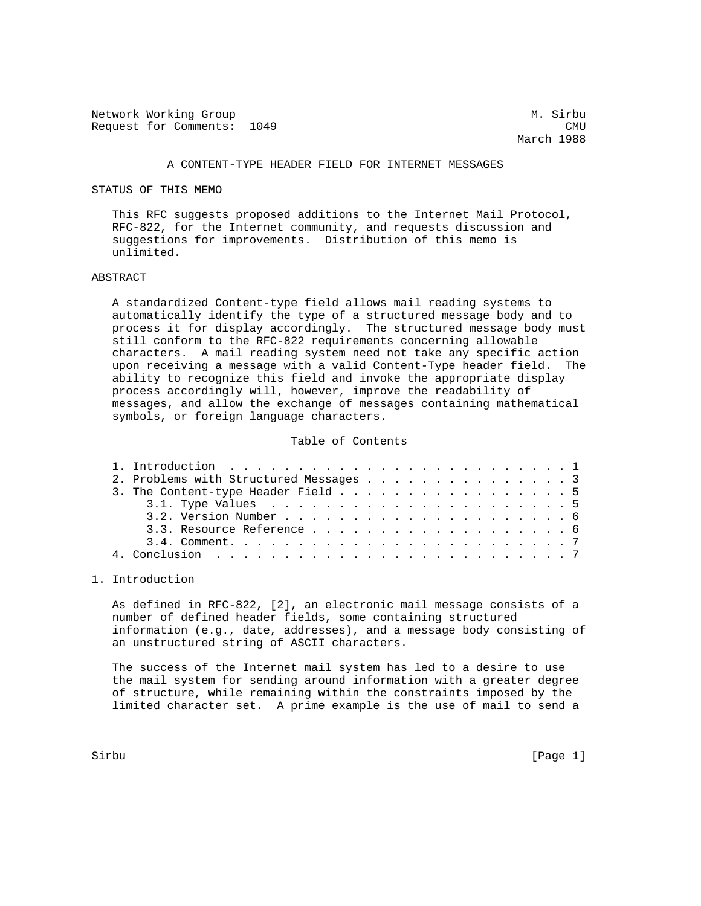Network Working Group M. Sirbu
Request for Comments: 1049 CMU
March 1988

# A CONTENT-TYPE HEADER FIELD FOR INTERNET MESSAGES

## STATUS OF THIS MEMO

This RFC suggests proposed additions to the Internet Mail Protocol, RFC-822, for the Internet community, and requests discussion and suggestions for improvements. Distribution of this memo is unlimited.

## ABSTRACT

A standardized Content-type field allows mail reading systems to automatically identify the type of a structured message body and to process it for display accordingly. The structured message body must still conform to the RFC-822 requirements concerning allowable characters. A mail reading system need not take any specific action upon receiving a message with a valid Content-Type header field. The ability to recognize this field and invoke the appropriate display process accordingly will, however, improve the readability of messages, and allow the exchange of messages containing mathematical symbols, or foreign language characters.

## Table of Contents

1. Introduction . . . . . . . . . . . . . . . . . . . . . . . . . 1
2. Problems with Structured Messages . . . . . . . . . . . . . . . 3
3. The Content-type Header Field . . . . . . . . . . . . . . . . . 5
   - 3.1. Type Values . . . . . . . . . . . . . . . . . . . . . . 5
   - 3.2. Version Number . . . . . . . . . . . . . . . . . . . . . 6
   - 3.3. Resource Reference . . . . . . . . . . . . . . . . . . . 6
   - 3.4. Comment. . . . . . . . . . . . . . . . . . . . . . . . . 7
4. Conclusion . . . . . . . . . . . . . . . . . . . . . . . . . . 7

## 1. Introduction

As defined in RFC-822, [2], an electronic mail message consists of a number of defined header fields, some containing structured information (e.g., date, addresses), and a message body consisting of an unstructured string of ASCII characters.

The success of the Internet mail system has led to a desire to use the mail system for sending around information with a greater degree of structure, while remaining within the constraints imposed by the limited character set. A prime example is the use of mail to send a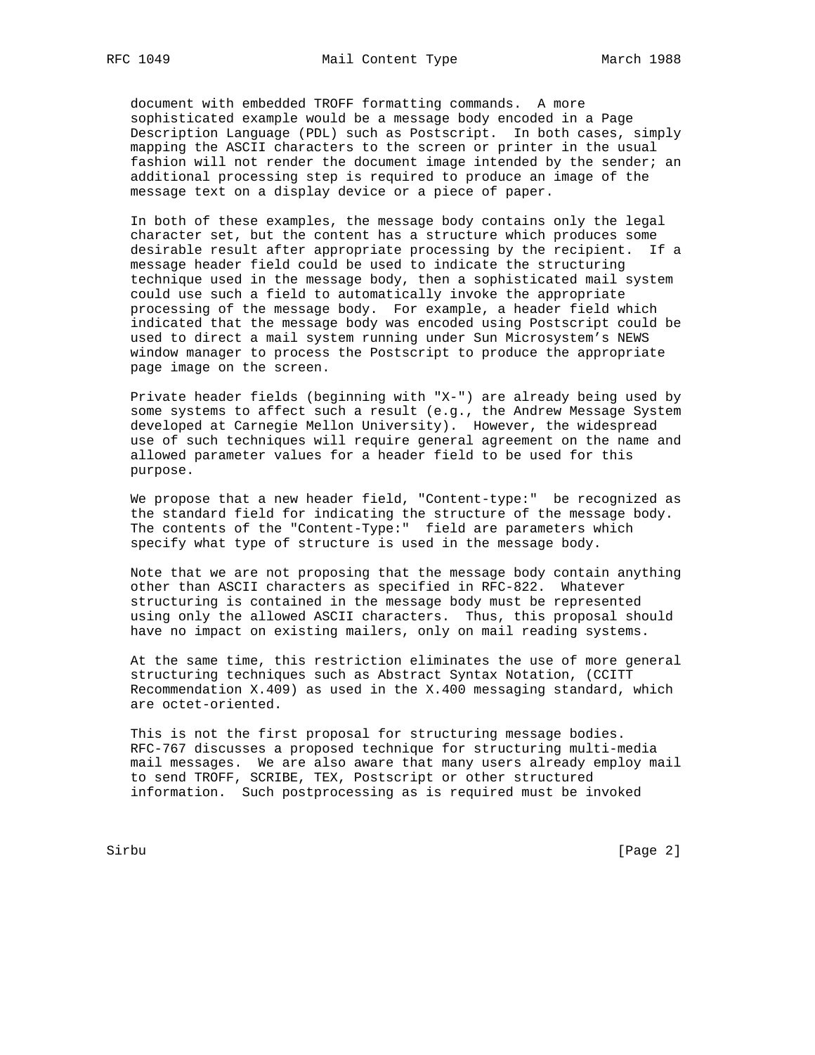document with embedded TROFF formatting commands. A more sophisticated example would be a message body encoded in a Page Description Language (PDL) such as Postscript. In both cases, simply mapping the ASCII characters to the screen or printer in the usual fashion will not render the document image intended by the sender; an additional processing step is required to produce an image of the message text on a display device or a piece of paper.

In both of these examples, the message body contains only the legal character set, but the content has a structure which produces some desirable result after appropriate processing by the recipient. If a message header field could be used to indicate the structuring technique used in the message body, then a sophisticated mail system could use such a field to automatically invoke the appropriate processing of the message body. For example, a header field which indicated that the message body was encoded using Postscript could be used to direct a mail system running under Sun Microsystem's NEWS window manager to process the Postscript to produce the appropriate page image on the screen.

Private header fields (beginning with "X-") are already being used by some systems to affect such a result (e.g., the Andrew Message System developed at Carnegie Mellon University). However, the widespread use of such techniques will require general agreement on the name and allowed parameter values for a header field to be used for this purpose.

We propose that a new header field, "Content-type:" be recognized as the standard field for indicating the structure of the message body. The contents of the "Content-Type:" field are parameters which specify what type of structure is used in the message body.

Note that we are not proposing that the message body contain anything other than ASCII characters as specified in RFC-822. Whatever structuring is contained in the message body must be represented using only the allowed ASCII characters. Thus, this proposal should have no impact on existing mailers, only on mail reading systems.

At the same time, this restriction eliminates the use of more general structuring techniques such as Abstract Syntax Notation, (CCITT Recommendation X.409) as used in the X.400 messaging standard, which are octet-oriented.

This is not the first proposal for structuring message bodies. RFC-767 discusses a proposed technique for structuring multi-media mail messages. We are also aware that many users already employ mail to send TROFF, SCRIBE, TEX, Postscript or other structured information. Such postprocessing as is required must be invoked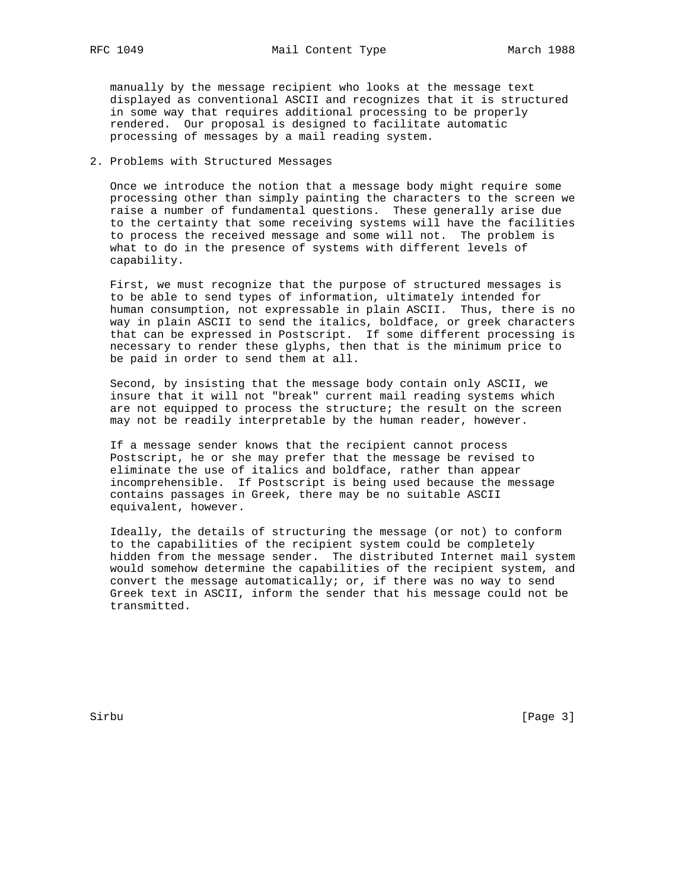manually by the message recipient who looks at the message text displayed as conventional ASCII and recognizes that it is structured in some way that requires additional processing to be properly rendered. Our proposal is designed to facilitate automatic processing of messages by a mail reading system.

## 2. Problems with Structured Messages

Once we introduce the notion that a message body might require some processing other than simply painting the characters to the screen we raise a number of fundamental questions. These generally arise due to the certainty that some receiving systems will have the facilities to process the received message and some will not. The problem is what to do in the presence of systems with different levels of capability.

First, we must recognize that the purpose of structured messages is to be able to send types of information, ultimately intended for human consumption, not expressable in plain ASCII. Thus, there is no way in plain ASCII to send the italics, boldface, or greek characters that can be expressed in Postscript. If some different processing is necessary to render these glyphs, then that is the minimum price to be paid in order to send them at all.

Second, by insisting that the message body contain only ASCII, we insure that it will not "break" current mail reading systems which are not equipped to process the structure; the result on the screen may not be readily interpretable by the human reader, however.

If a message sender knows that the recipient cannot process Postscript, he or she may prefer that the message be revised to eliminate the use of italics and boldface, rather than appear incomprehensible. If Postscript is being used because the message contains passages in Greek, there may be no suitable ASCII equivalent, however.

Ideally, the details of structuring the message (or not) to conform to the capabilities of the recipient system could be completely hidden from the message sender. The distributed Internet mail system would somehow determine the capabilities of the recipient system, and convert the message automatically; or, if there was no way to send Greek text in ASCII, inform the sender that his message could not be transmitted.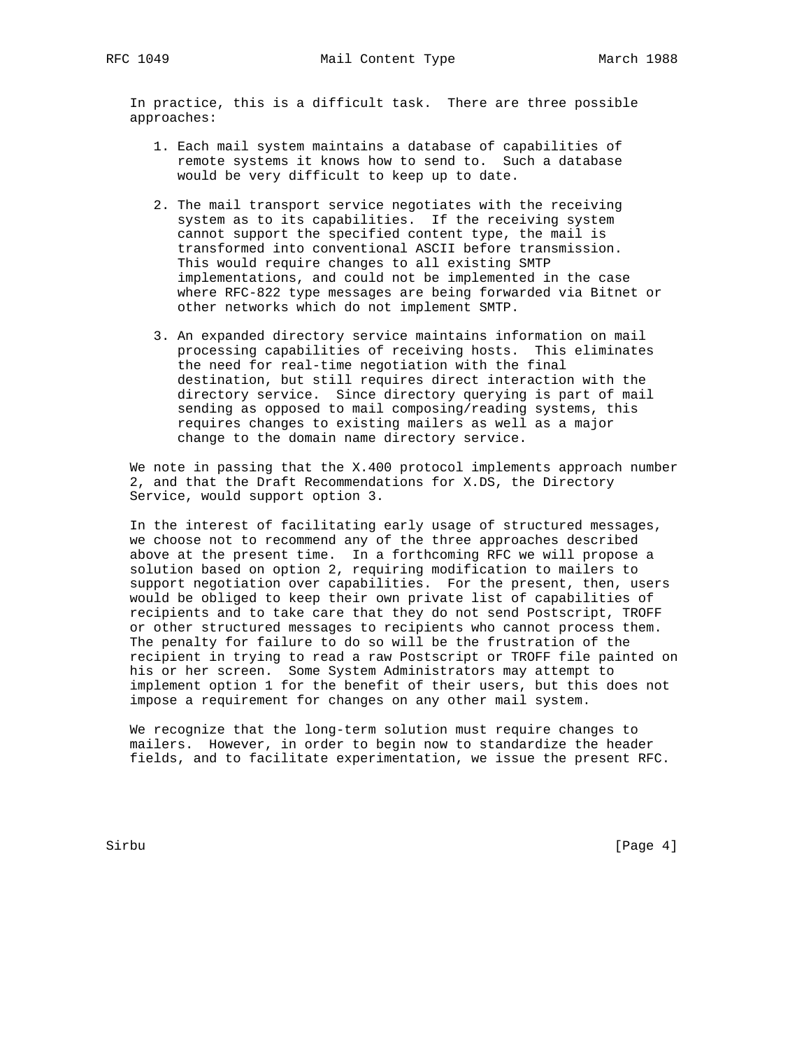In practice, this is a difficult task. There are three possible approaches:

1. Each mail system maintains a database of capabilities of remote systems it knows how to send to. Such a database would be very difficult to keep up to date.

2. The mail transport service negotiates with the receiving system as to its capabilities. If the receiving system cannot support the specified content type, the mail is transformed into conventional ASCII before transmission. This would require changes to all existing SMTP implementations, and could not be implemented in the case where RFC-822 type messages are being forwarded via Bitnet or other networks which do not implement SMTP.

3. An expanded directory service maintains information on mail processing capabilities of receiving hosts. This eliminates the need for real-time negotiation with the final destination, but still requires direct interaction with the directory service. Since directory querying is part of mail sending as opposed to mail composing/reading systems, this requires changes to existing mailers as well as a major change to the domain name directory service.

We note in passing that the X.400 protocol implements approach number 2, and that the Draft Recommendations for X.DS, the Directory Service, would support option 3.

In the interest of facilitating early usage of structured messages, we choose not to recommend any of the three approaches described above at the present time. In a forthcoming RFC we will propose a solution based on option 2, requiring modification to mailers to support negotiation over capabilities. For the present, then, users would be obliged to keep their own private list of capabilities of recipients and to take care that they do not send Postscript, TROFF or other structured messages to recipients who cannot process them. The penalty for failure to do so will be the frustration of the recipient in trying to read a raw Postscript or TROFF file painted on his or her screen. Some System Administrators may attempt to implement option 1 for the benefit of their users, but this does not impose a requirement for changes on any other mail system.

We recognize that the long-term solution must require changes to mailers. However, in order to begin now to standardize the header fields, and to facilitate experimentation, we issue the present RFC.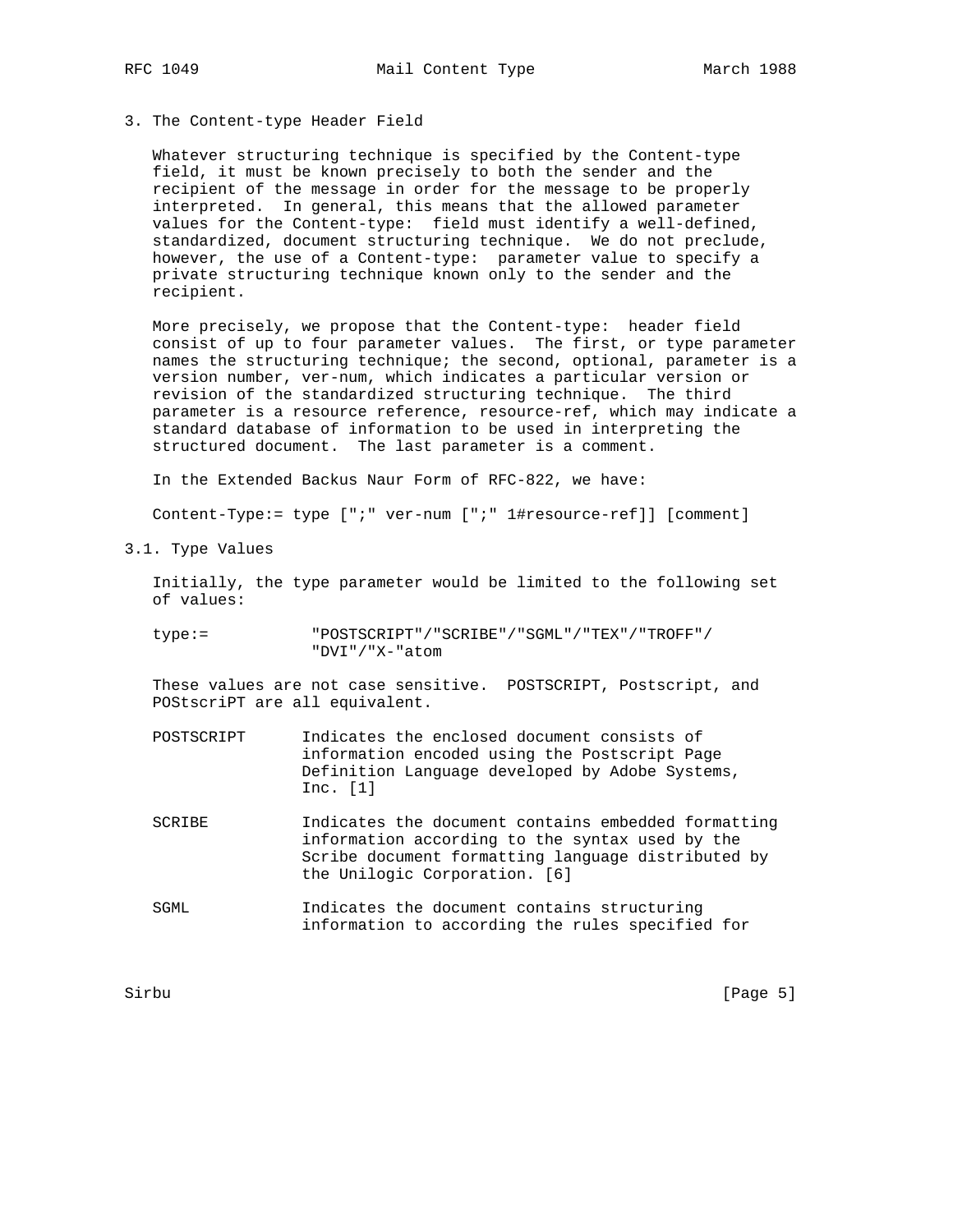## 3. The Content-type Header Field

Whatever structuring technique is specified by the Content-type field, it must be known precisely to both the sender and the recipient of the message in order for the message to be properly interpreted. In general, this means that the allowed parameter values for the Content-type: field must identify a well-defined, standardized, document structuring technique. We do not preclude, however, the use of a Content-type: parameter value to specify a private structuring technique known only to the sender and the recipient.

More precisely, we propose that the Content-type: header field consist of up to four parameter values. The first, or type parameter names the structuring technique; the second, optional, parameter is a version number, ver-num, which indicates a particular version or revision of the standardized structuring technique. The third parameter is a resource reference, resource-ref, which may indicate a standard database of information to be used in interpreting the structured document. The last parameter is a comment.

In the Extended Backus Naur Form of RFC-822, we have:

```
Content-Type:= type [";" ver-num [";" 1#resource-ref]] [comment]
```

### 3.1. Type Values

Initially, the type parameter would be limited to the following set of values:

```
type:=          "POSTSCRIPT"/"SCRIBE"/"SGML"/"TEX"/"TROFF"/
                "DVI"/"X-"atom
```

These values are not case sensitive. POSTSCRIPT, Postscript, and POStscriPT are all equivalent.

POSTSCRIPT — Indicates the enclosed document consists of information encoded using the Postscript Page Definition Language developed by Adobe Systems, Inc. [1]

SCRIBE — Indicates the document contains embedded formatting information according to the syntax used by the Scribe document formatting language distributed by the Unilogic Corporation. [6]

SGML — Indicates the document contains structuring information to according the rules specified for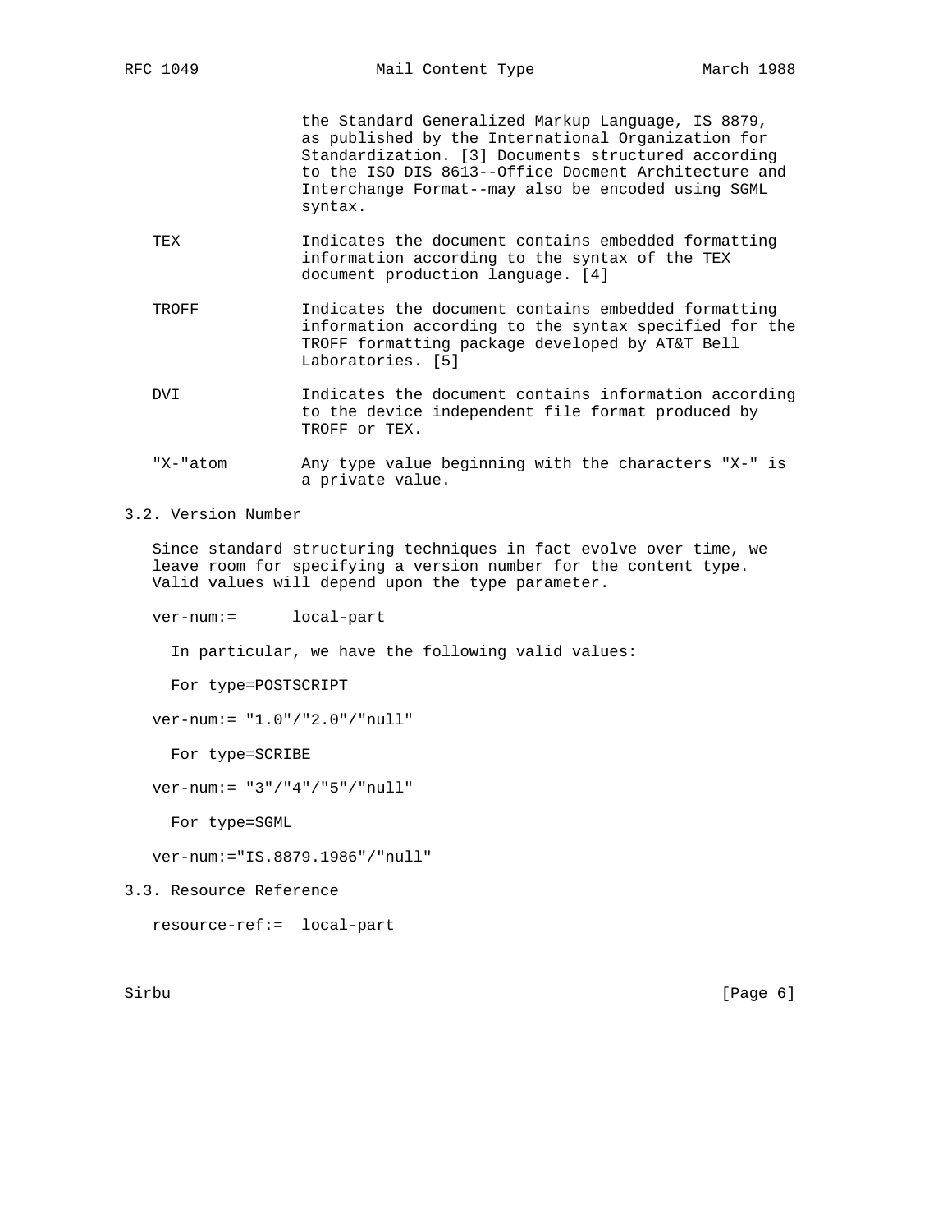the Standard Generalized Markup Language, IS 8879, as published by the International Organization for Standardization. [3] Documents structured according to the ISO DIS 8613--Office Docment Architecture and Interchange Format--may also be encoded using SGML syntax.

TEX
: Indicates the document contains embedded formatting information according to the syntax of the TEX document production language. [4]

TROFF
: Indicates the document contains embedded formatting information according to the syntax specified for the TROFF formatting package developed by AT&T Bell Laboratories. [5]

DVI
: Indicates the document contains information according to the device independent file format produced by TROFF or TEX.

"X-"atom
: Any type value beginning with the characters "X-" is a private value.

### 3.2. Version Number

Since standard structuring techniques in fact evolve over time, we leave room for specifying a version number for the content type. Valid values will depend upon the type parameter.

```
ver-num:=      local-part
```

In particular, we have the following valid values:

For type=POSTSCRIPT

```
ver-num:= "1.0"/"2.0"/"null"
```

For type=SCRIBE

```
ver-num:= "3"/"4"/"5"/"null"
```

For type=SGML

```
ver-num:="IS.8879.1986"/"null"
```

### 3.3. Resource Reference

```
resource-ref:=  local-part
```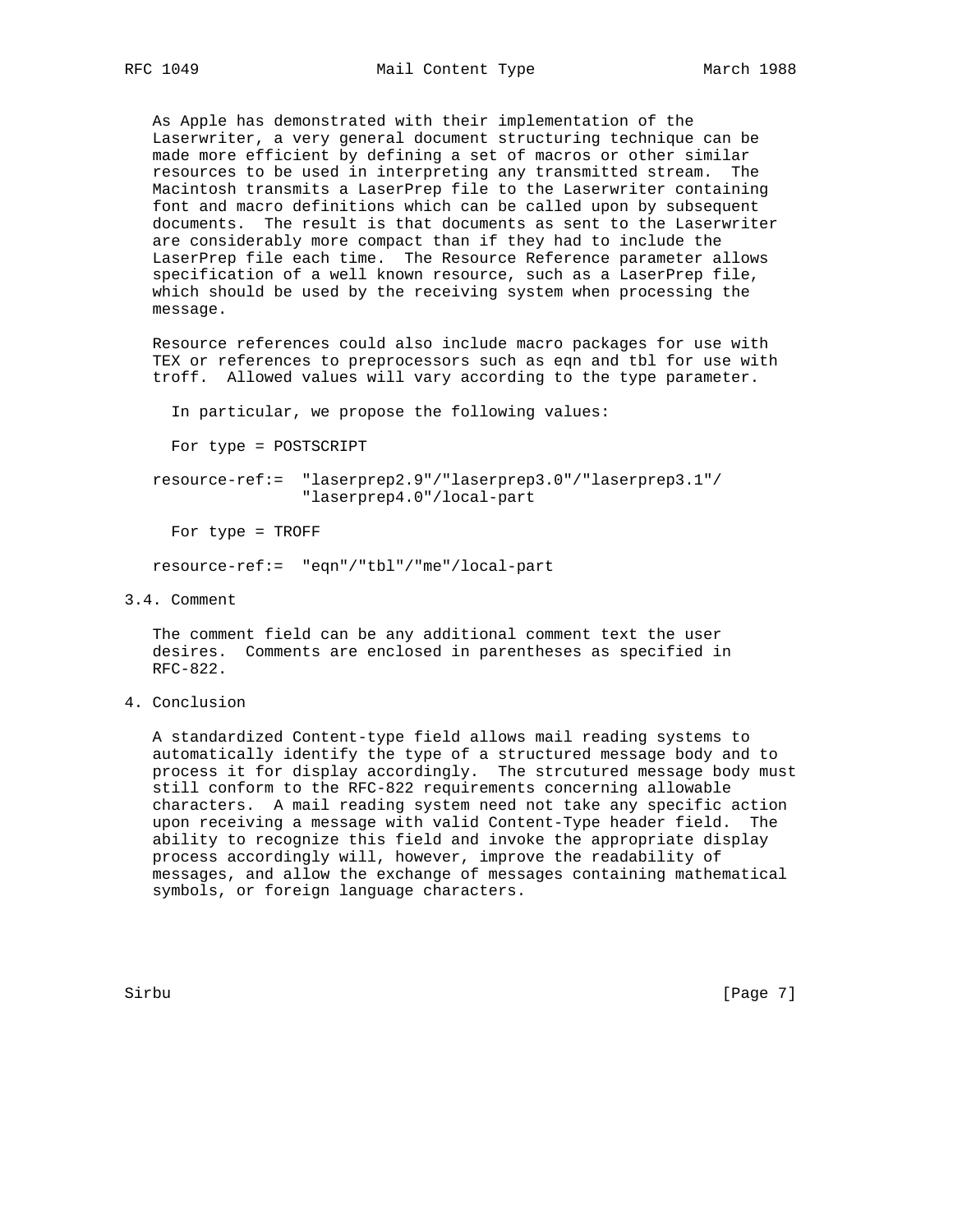As Apple has demonstrated with their implementation of the Laserwriter, a very general document structuring technique can be made more efficient by defining a set of macros or other similar resources to be used in interpreting any transmitted stream. The Macintosh transmits a LaserPrep file to the Laserwriter containing font and macro definitions which can be called upon by subsequent documents. The result is that documents as sent to the Laserwriter are considerably more compact than if they had to include the LaserPrep file each time. The Resource Reference parameter allows specification of a well known resource, such as a LaserPrep file, which should be used by the receiving system when processing the message.

Resource references could also include macro packages for use with TEX or references to preprocessors such as eqn and tbl for use with troff. Allowed values will vary according to the type parameter.

In particular, we propose the following values:

For type = POSTSCRIPT

```
resource-ref:=  "laserprep2.9"/"laserprep3.0"/"laserprep3.1"/
                "laserprep4.0"/local-part
```

For type = TROFF

```
resource-ref:=  "eqn"/"tbl"/"me"/local-part
```

### 3.4. Comment

The comment field can be any additional comment text the user desires. Comments are enclosed in parentheses as specified in RFC-822.

## 4. Conclusion

A standardized Content-type field allows mail reading systems to automatically identify the type of a structured message body and to process it for display accordingly. The strcutured message body must still conform to the RFC-822 requirements concerning allowable characters. A mail reading system need not take any specific action upon receiving a message with valid Content-Type header field. The ability to recognize this field and invoke the appropriate display process accordingly will, however, improve the readability of messages, and allow the exchange of messages containing mathematical symbols, or foreign language characters.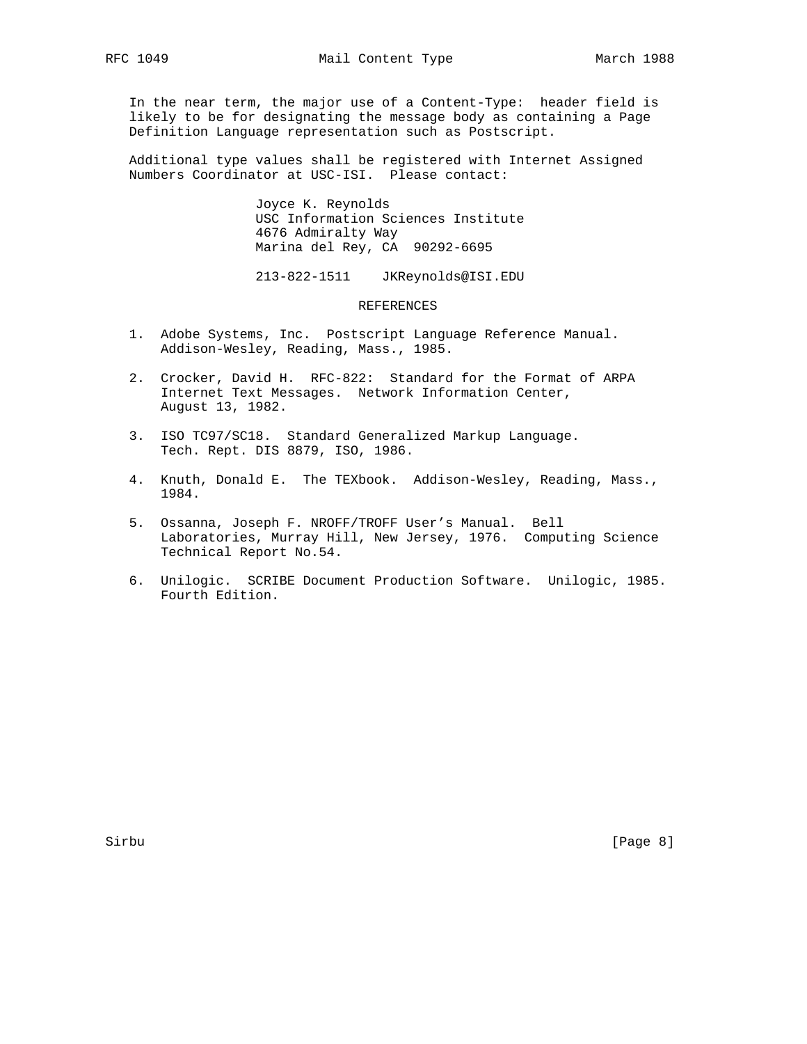In the near term, the major use of a Content-Type: header field is likely to be for designating the message body as containing a Page Definition Language representation such as Postscript.

Additional type values shall be registered with Internet Assigned Numbers Coordinator at USC-ISI. Please contact:

Joyce K. Reynolds
USC Information Sciences Institute
4676 Admiralty Way
Marina del Rey, CA 90292-6695

213-822-1511 JKReynolds@ISI.EDU

## REFERENCES

1. Adobe Systems, Inc. Postscript Language Reference Manual. Addison-Wesley, Reading, Mass., 1985.

2. Crocker, David H. RFC-822: Standard for the Format of ARPA Internet Text Messages. Network Information Center, August 13, 1982.

3. ISO TC97/SC18. Standard Generalized Markup Language. Tech. Rept. DIS 8879, ISO, 1986.

4. Knuth, Donald E. The TEXbook. Addison-Wesley, Reading, Mass., 1984.

5. Ossanna, Joseph F. NROFF/TROFF User's Manual. Bell Laboratories, Murray Hill, New Jersey, 1976. Computing Science Technical Report No.54.

6. Unilogic. SCRIBE Document Production Software. Unilogic, 1985. Fourth Edition.